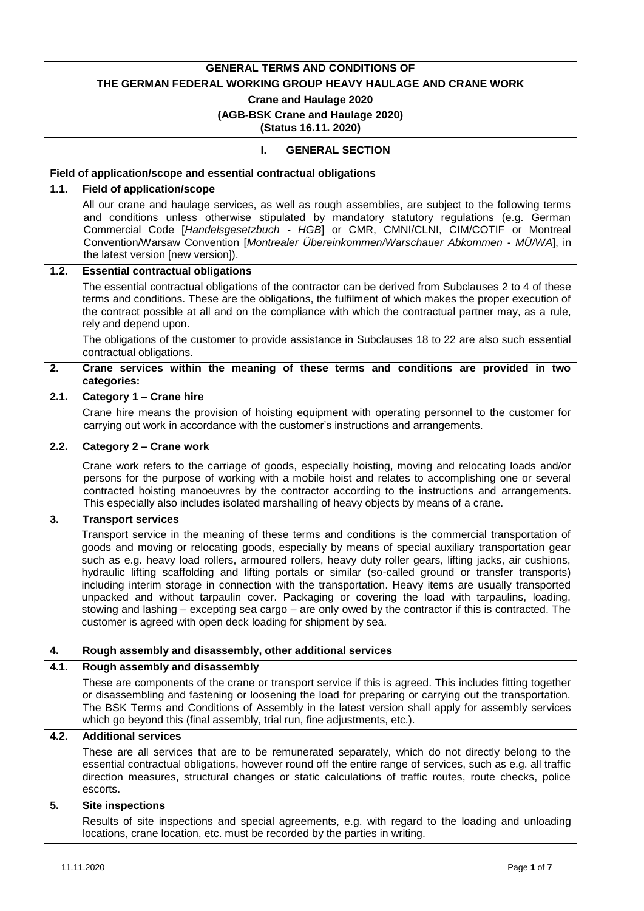# GENERAL TERMS AND CONDITIONS OF THE GERMAN FEDERAL WORKING GROUP HEAVY HAULAGE AND CRANE WORK

**Crane and Haulage 2020**

**(AGB-BSK Crane and Haulage 2020)**

**(Status 16.11. 2020)**

## I. GENERAL SECTION

### Field of application/scope and essential contractual obligations

### 1.1. Field of application/scope

All our crane and haulage services, as well as rough assemblies, are subject to the following terms and conditions unless otherwise stipulated by mandatory statutory regulations (e.g. German Commercial Code [*Handelsgesetzbuch - HGB*] or CMR, CMNI/CLNI, CIM/COTIF or Montreal Convention/Warsaw Convention [*Montrealer Übereinkommen/Warschauer Abkommen - MÜ/WA*], in the latest version [new version]).

### 1.2. Essential contractual obligations

The essential contractual obligations of the contractor can be derived from Subclauses 2 to 4 of these terms and conditions. These are the obligations, the fulfilment of which makes the proper execution of the contract possible at all and on the compliance with which the contractual partner may, as a rule, rely and depend upon.

The obligations of the customer to provide assistance in Subclauses 18 to 22 are also such essential contractual obligations.

### 2. Crane services within the meaning of these terms and conditions are provided in two categories:

### 2.1. Category 1 – Crane hire

Crane hire means the provision of hoisting equipment with operating personnel to the customer for carrying out work in accordance with the customer's instructions and arrangements.

### 2.2. Category 2 – Crane work

Crane work refers to the carriage of goods, especially hoisting, moving and relocating loads and/or persons for the purpose of working with a mobile hoist and relates to accomplishing one or several contracted hoisting manoeuvres by the contractor according to the instructions and arrangements. This especially also includes isolated marshalling of heavy objects by means of a crane.

### 3. Transport services

Transport service in the meaning of these terms and conditions is the commercial transportation of goods and moving or relocating goods, especially by means of special auxiliary transportation gear such as e.g. heavy load rollers, armoured rollers, heavy duty roller gears, lifting jacks, air cushions, hydraulic lifting scaffolding and lifting portals or similar (so-called ground or transfer transports) including interim storage in connection with the transportation. Heavy items are usually transported unpacked and without tarpaulin cover. Packaging or covering the load with tarpaulins, loading, stowing and lashing – excepting sea cargo – are only owed by the contractor if this is contracted. The customer is agreed with open deck loading for shipment by sea.

### 4. Rough assembly and disassembly, other additional services

### 4.1. Rough assembly and disassembly

These are components of the crane or transport service if this is agreed. This includes fitting together or disassembling and fastening or loosening the load for preparing or carrying out the transportation. The BSK Terms and Conditions of Assembly in the latest version shall apply for assembly services which go beyond this (final assembly, trial run, fine adjustments, etc.).

### 4.2. Additional services

These are all services that are to be remunerated separately, which do not directly belong to the essential contractual obligations, however round off the entire range of services, such as e.g. all traffic direction measures, structural changes or static calculations of traffic routes, route checks, police escorts.

### 5. Site inspections

Results of site inspections and special agreements, e.g. with regard to the loading and unloading locations, crane location, etc. must be recorded by the parties in writing.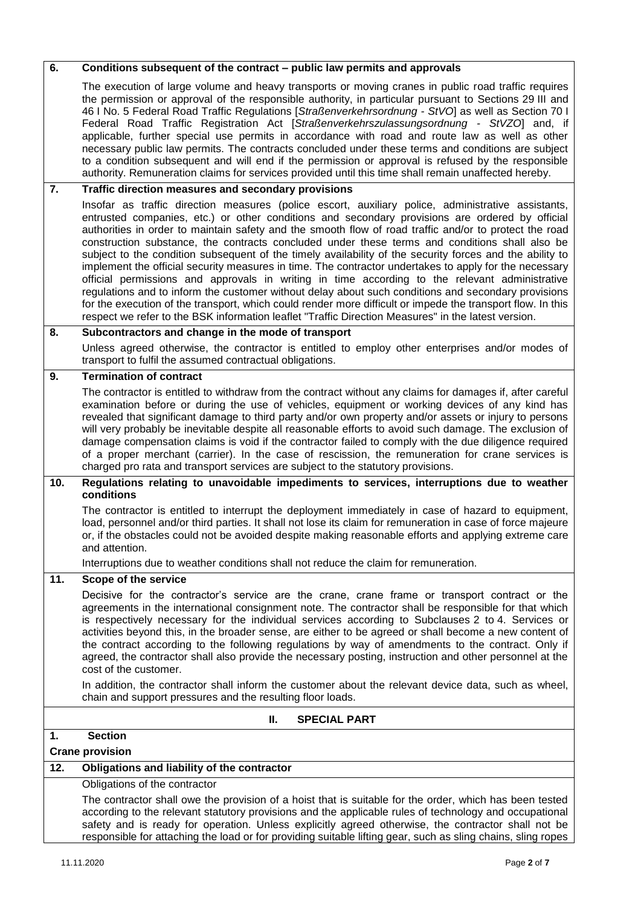### 6. Conditions subsequent of the contract – public law permits and approvals

The execution of large volume and heavy transports or moving cranes in public road traffic requires the permission or approval of the responsible authority, in particular pursuant to Sections 29 III and 46 I No. 5 Federal Road Traffic Regulations [*Straßenverkehrsordnung - StVO*] as well as Section 70 I Federal Road Traffic Registration Act [*Straßenverkehrszulassungsordnung - StVZO*] and, if applicable, further special use permits in accordance with road and route law as well as other necessary public law permits. The contracts concluded under these terms and conditions are subject to a condition subsequent and will end if the permission or approval is refused by the responsible authority. Remuneration claims for services provided until this time shall remain unaffected hereby.

### 7. Traffic direction measures and secondary provisions

Insofar as traffic direction measures (police escort, auxiliary police, administrative assistants, entrusted companies, etc.) or other conditions and secondary provisions are ordered by official authorities in order to maintain safety and the smooth flow of road traffic and/or to protect the road construction substance, the contracts concluded under these terms and conditions shall also be subject to the condition subsequent of the timely availability of the security forces and the ability to implement the official security measures in time. The contractor undertakes to apply for the necessary official permissions and approvals in writing in time according to the relevant administrative regulations and to inform the customer without delay about such conditions and secondary provisions for the execution of the transport, which could render more difficult or impede the transport flow. In this respect we refer to the BSK information leaflet "Traffic Direction Measures" in the latest version.

### 8. Subcontractors and change in the mode of transport

Unless agreed otherwise, the contractor is entitled to employ other enterprises and/or modes of transport to fulfil the assumed contractual obligations.

### 9. Termination of contract

The contractor is entitled to withdraw from the contract without any claims for damages if, after careful examination before or during the use of vehicles, equipment or working devices of any kind has revealed that significant damage to third party and/or own property and/or assets or injury to persons will very probably be inevitable despite all reasonable efforts to avoid such damage. The exclusion of damage compensation claims is void if the contractor failed to comply with the due diligence required of a proper merchant (carrier). In the case of rescission, the remuneration for crane services is charged pro rata and transport services are subject to the statutory provisions.

### 10. Regulations relating to unavoidable impediments to services, interruptions due to weather conditions

The contractor is entitled to interrupt the deployment immediately in case of hazard to equipment, load, personnel and/or third parties. It shall not lose its claim for remuneration in case of force majeure or, if the obstacles could not be avoided despite making reasonable efforts and applying extreme care and attention.

Interruptions due to weather conditions shall not reduce the claim for remuneration.

### 11. Scope of the service

Decisive for the contractor's service are the crane, crane frame or transport contract or the agreements in the international consignment note. The contractor shall be responsible for that which is respectively necessary for the individual services according to Subclauses 2 to 4. Services or activities beyond this, in the broader sense, are either to be agreed or shall become a new content of the contract according to the following regulations by way of amendments to the contract. Only if agreed, the contractor shall also provide the necessary posting, instruction and other personnel at the cost of the customer.

In addition, the contractor shall inform the customer about the relevant device data, such as wheel, chain and support pressures and the resulting floor loads.

## II. SPECIAL PART

### 1. Section

**Crane provision**

### 12. Obligations and liability of the contractor

Obligations of the contractor

The contractor shall owe the provision of a hoist that is suitable for the order, which has been tested according to the relevant statutory provisions and the applicable rules of technology and occupational safety and is ready for operation. Unless explicitly agreed otherwise, the contractor shall not be responsible for attaching the load or for providing suitable lifting gear, such as sling chains, sling ropes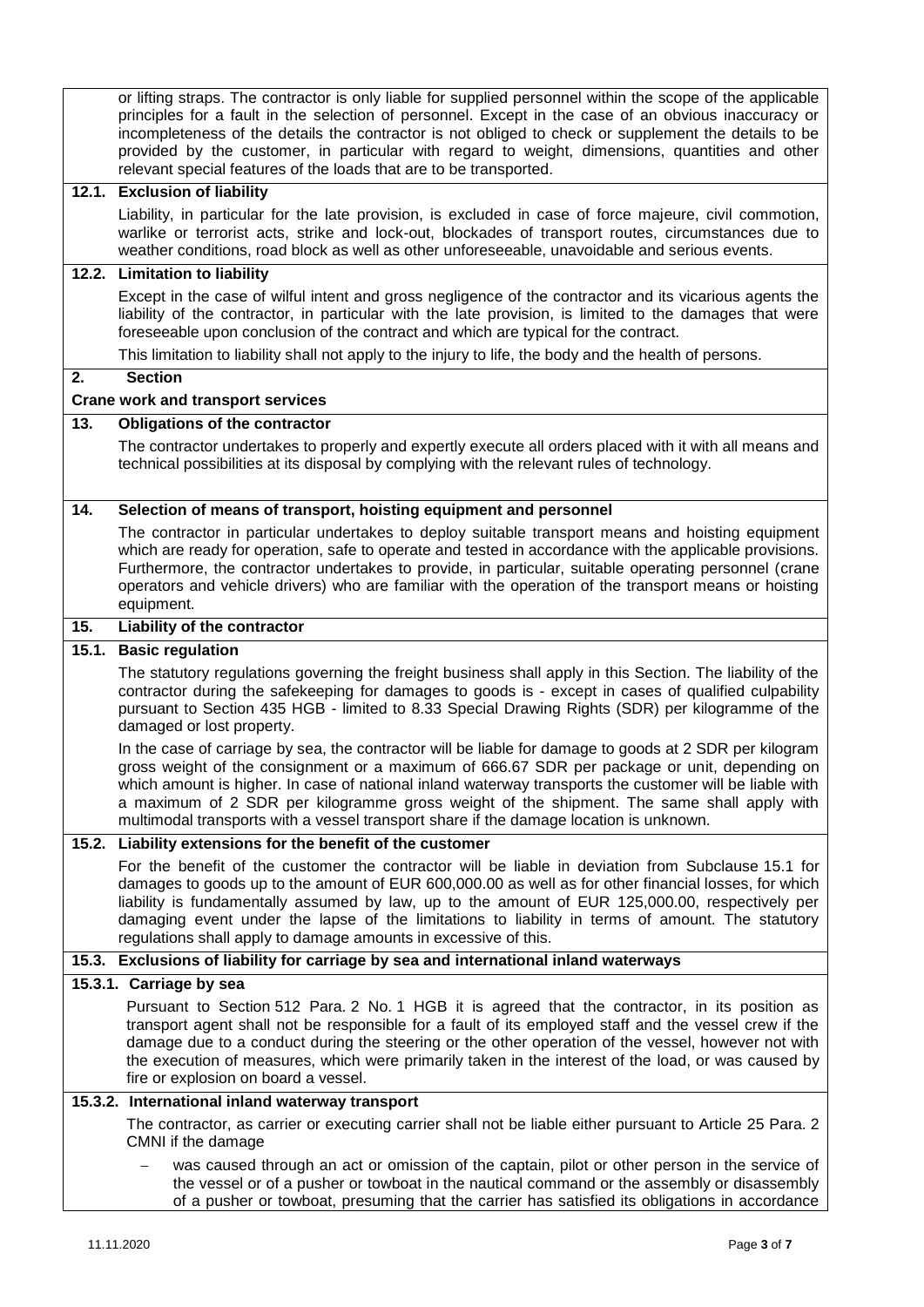or lifting straps. The contractor is only liable for supplied personnel within the scope of the applicable principles for a fault in the selection of personnel. Except in the case of an obvious inaccuracy or incompleteness of the details the contractor is not obliged to check or supplement the details to be provided by the customer, in particular with regard to weight, dimensions, quantities and other relevant special features of the loads that are to be transported.

### 12.1. Exclusion of liability

Liability, in particular for the late provision, is excluded in case of force majeure, civil commotion, warlike or terrorist acts, strike and lock-out, blockades of transport routes, circumstances due to weather conditions, road block as well as other unforeseeable, unavoidable and serious events.

### 12.2. Limitation to liability

Except in the case of wilful intent and gross negligence of the contractor and its vicarious agents the liability of the contractor, in particular with the late provision, is limited to the damages that were foreseeable upon conclusion of the contract and which are typical for the contract.

This limitation to liability shall not apply to the injury to life, the body and the health of persons.

## 2. Section

## Crane work and transport services

### 13. Obligations of the contractor

The contractor undertakes to properly and expertly execute all orders placed with it with all means and technical possibilities at its disposal by complying with the relevant rules of technology.

### 14. Selection of means of transport, hoisting equipment and personnel

The contractor in particular undertakes to deploy suitable transport means and hoisting equipment which are ready for operation, safe to operate and tested in accordance with the applicable provisions. Furthermore, the contractor undertakes to provide, in particular, suitable operating personnel (crane operators and vehicle drivers) who are familiar with the operation of the transport means or hoisting equipment.

### 15. Liability of the contractor

### 15.1. Basic regulation

The statutory regulations governing the freight business shall apply in this Section. The liability of the contractor during the safekeeping for damages to goods is - except in cases of qualified culpability pursuant to Section 435 HGB - limited to 8.33 Special Drawing Rights (SDR) per kilogramme of the damaged or lost property.

In the case of carriage by sea, the contractor will be liable for damage to goods at 2 SDR per kilogram gross weight of the consignment or a maximum of 666.67 SDR per package or unit, depending on which amount is higher. In case of national inland waterway transports the customer will be liable with a maximum of 2 SDR per kilogramme gross weight of the shipment. The same shall apply with multimodal transports with a vessel transport share if the damage location is unknown.

### 15.2. Liability extensions for the benefit of the customer

For the benefit of the customer the contractor will be liable in deviation from Subclause 15.1 for damages to goods up to the amount of EUR 600,000.00 as well as for other financial losses, for which liability is fundamentally assumed by law, up to the amount of EUR 125,000.00, respectively per damaging event under the lapse of the limitations to liability in terms of amount. The statutory regulations shall apply to damage amounts in excessive of this.

### 15.3. Exclusions of liability for carriage by sea and international inland waterways

#### 15.3.1. Carriage by sea

Pursuant to Section 512 Para. 2 No. 1 HGB it is agreed that the contractor, in its position as transport agent shall not be responsible for a fault of its employed staff and the vessel crew if the damage due to a conduct during the steering or the other operation of the vessel, however not with the execution of measures, which were primarily taken in the interest of the load, or was caused by fire or explosion on board a vessel.

#### 15.3.2. International inland waterway transport

The contractor, as carrier or executing carrier shall not be liable either pursuant to Article 25 Para. 2 CMNI if the damage

- was caused through an act or omission of the captain, pilot or other person in the service of the vessel or of a pusher or towboat in the nautical command or the assembly or disassembly of a pusher or towboat, presuming that the carrier has satisfied its obligations in accordance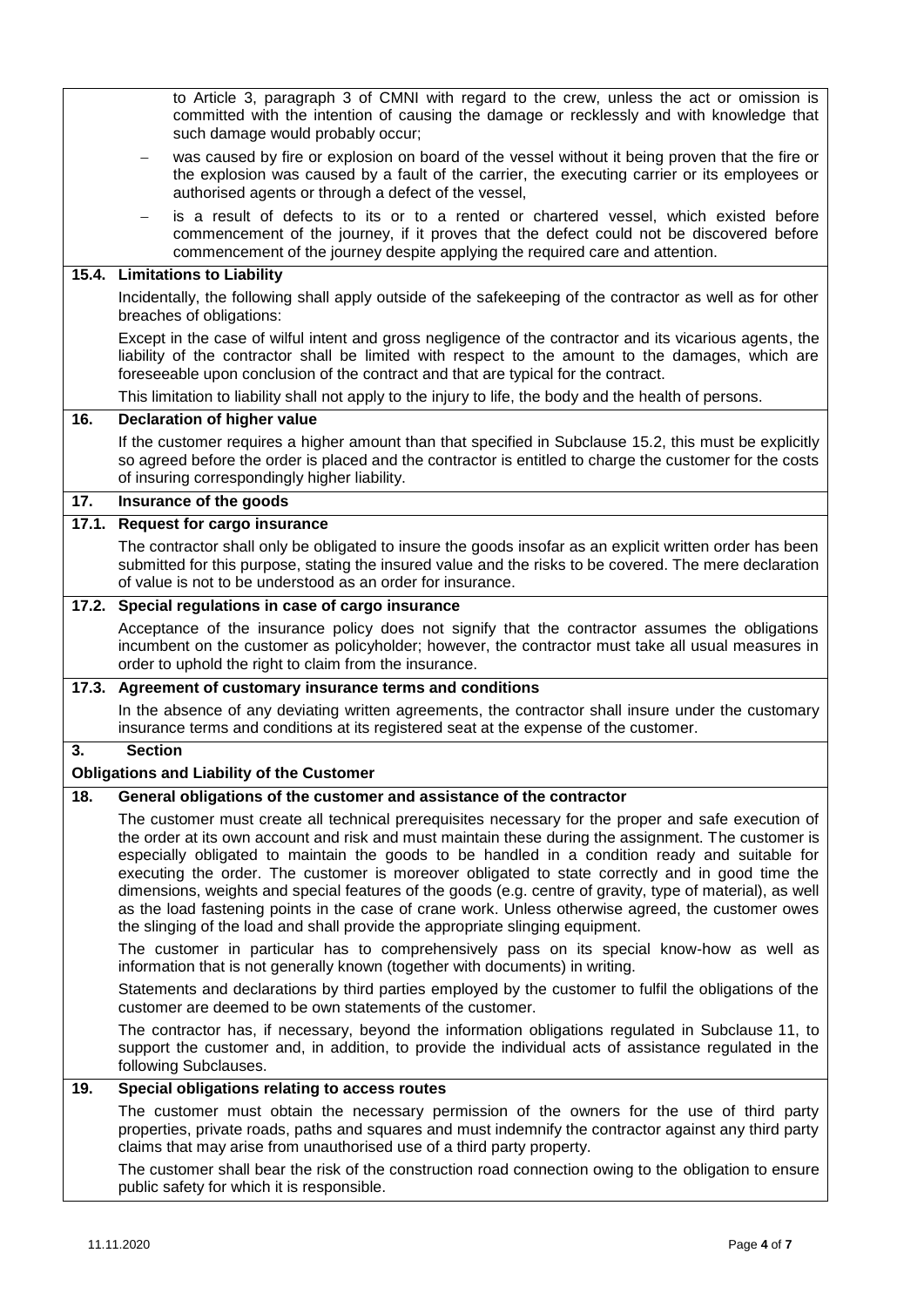to Article 3, paragraph 3 of CMNI with regard to the crew, unless the act or omission is committed with the intention of causing the damage or recklessly and with knowledge that such damage would probably occur;

- was caused by fire or explosion on board of the vessel without it being proven that the fire or the explosion was caused by a fault of the carrier, the executing carrier or its employees or authorised agents or through a defect of the vessel,
- is a result of defects to its or to a rented or chartered vessel, which existed before commencement of the journey, if it proves that the defect could not be discovered before commencement of the journey despite applying the required care and attention.

### 15.4. Limitations to Liability

Incidentally, the following shall apply outside of the safekeeping of the contractor as well as for other breaches of obligations:

Except in the case of wilful intent and gross negligence of the contractor and its vicarious agents, the liability of the contractor shall be limited with respect to the amount to the damages, which are foreseeable upon conclusion of the contract and that are typical for the contract.

This limitation to liability shall not apply to the injury to life, the body and the health of persons.

## 16. Declaration of higher value

If the customer requires a higher amount than that specified in Subclause 15.2, this must be explicitly so agreed before the order is placed and the contractor is entitled to charge the customer for the costs of insuring correspondingly higher liability.

## 17. Insurance of the goods

### 17.1. Request for cargo insurance

The contractor shall only be obligated to insure the goods insofar as an explicit written order has been submitted for this purpose, stating the insured value and the risks to be covered. The mere declaration of value is not to be understood as an order for insurance.

### 17.2. Special regulations in case of cargo insurance

Acceptance of the insurance policy does not signify that the contractor assumes the obligations incumbent on the customer as policyholder; however, the contractor must take all usual measures in order to uphold the right to claim from the insurance.

### 17.3. Agreement of customary insurance terms and conditions

In the absence of any deviating written agreements, the contractor shall insure under the customary insurance terms and conditions at its registered seat at the expense of the customer.

# 3. Section

# Obligations and Liability of the Customer

## 18. General obligations of the customer and assistance of the contractor

The customer must create all technical prerequisites necessary for the proper and safe execution of the order at its own account and risk and must maintain these during the assignment. The customer is especially obligated to maintain the goods to be handled in a condition ready and suitable for executing the order. The customer is moreover obligated to state correctly and in good time the dimensions, weights and special features of the goods (e.g. centre of gravity, type of material), as well as the load fastening points in the case of crane work. Unless otherwise agreed, the customer owes the slinging of the load and shall provide the appropriate slinging equipment.

The customer in particular has to comprehensively pass on its special know-how as well as information that is not generally known (together with documents) in writing.

Statements and declarations by third parties employed by the customer to fulfil the obligations of the customer are deemed to be own statements of the customer.

The contractor has, if necessary, beyond the information obligations regulated in Subclause 11, to support the customer and, in addition, to provide the individual acts of assistance regulated in the following Subclauses.

## 19. Special obligations relating to access routes

The customer must obtain the necessary permission of the owners for the use of third party properties, private roads, paths and squares and must indemnify the contractor against any third party claims that may arise from unauthorised use of a third party property.

The customer shall bear the risk of the construction road connection owing to the obligation to ensure public safety for which it is responsible.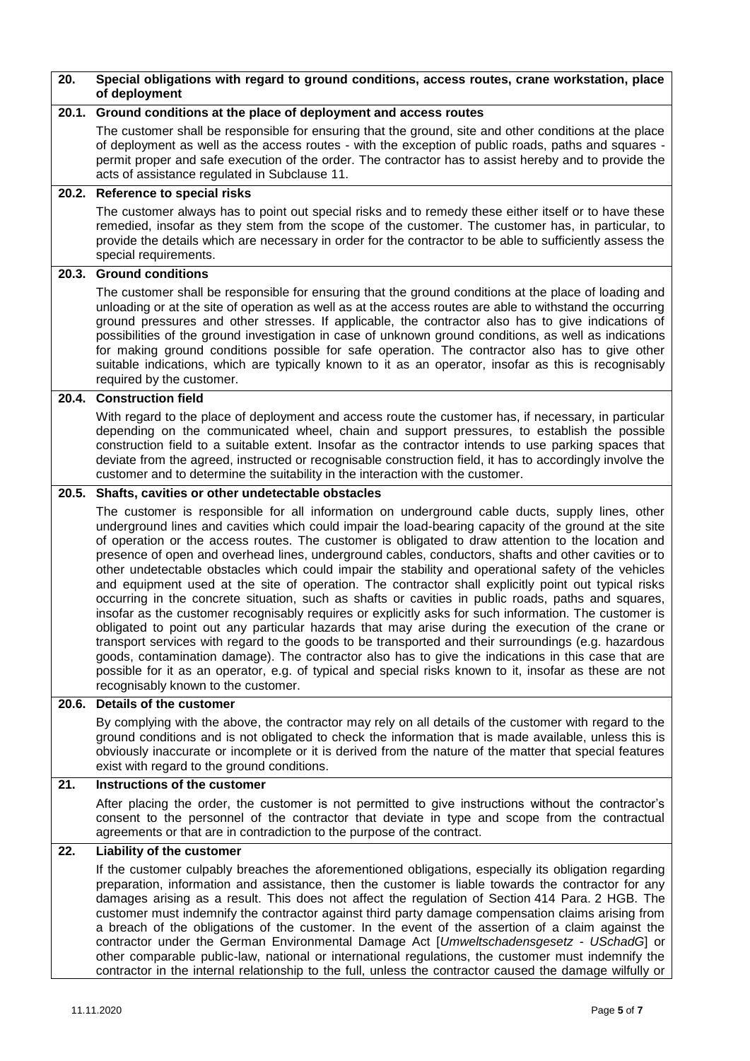## 20. Special obligations with regard to ground conditions, access routes, crane workstation, place of deployment

### 20.1. Ground conditions at the place of deployment and access routes

The customer shall be responsible for ensuring that the ground, site and other conditions at the place of deployment as well as the access routes - with the exception of public roads, paths and squares - permit proper and safe execution of the order. The contractor has to assist hereby and to provide the acts of assistance regulated in Subclause 11.

### 20.2. Reference to special risks

The customer always has to point out special risks and to remedy these either itself or to have these remedied, insofar as they stem from the scope of the customer. The customer has, in particular, to provide the details which are necessary in order for the contractor to be able to sufficiently assess the special requirements.

### 20.3. Ground conditions

The customer shall be responsible for ensuring that the ground conditions at the place of loading and unloading or at the site of operation as well as at the access routes are able to withstand the occurring ground pressures and other stresses. If applicable, the contractor also has to give indications of possibilities of the ground investigation in case of unknown ground conditions, as well as indications for making ground conditions possible for safe operation. The contractor also has to give other suitable indications, which are typically known to it as an operator, insofar as this is recognisably required by the customer.

### 20.4. Construction field

With regard to the place of deployment and access route the customer has, if necessary, in particular depending on the communicated wheel, chain and support pressures, to establish the possible construction field to a suitable extent. Insofar as the contractor intends to use parking spaces that deviate from the agreed, instructed or recognisable construction field, it has to accordingly involve the customer and to determine the suitability in the interaction with the customer.

### 20.5. Shafts, cavities or other undetectable obstacles

The customer is responsible for all information on underground cable ducts, supply lines, other underground lines and cavities which could impair the load-bearing capacity of the ground at the site of operation or the access routes. The customer is obligated to draw attention to the location and presence of open and overhead lines, underground cables, conductors, shafts and other cavities or to other undetectable obstacles which could impair the stability and operational safety of the vehicles and equipment used at the site of operation. The contractor shall explicitly point out typical risks occurring in the concrete situation, such as shafts or cavities in public roads, paths and squares, insofar as the customer recognisably requires or explicitly asks for such information. The customer is obligated to point out any particular hazards that may arise during the execution of the crane or transport services with regard to the goods to be transported and their surroundings (e.g. hazardous goods, contamination damage). The contractor also has to give the indications in this case that are possible for it as an operator, e.g. of typical and special risks known to it, insofar as these are not recognisably known to the customer.

### 20.6. Details of the customer

By complying with the above, the contractor may rely on all details of the customer with regard to the ground conditions and is not obligated to check the information that is made available, unless this is obviously inaccurate or incomplete or it is derived from the nature of the matter that special features exist with regard to the ground conditions.

## 21. Instructions of the customer

After placing the order, the customer is not permitted to give instructions without the contractor's consent to the personnel of the contractor that deviate in type and scope from the contractual agreements or that are in contradiction to the purpose of the contract.

## 22. Liability of the customer

If the customer culpably breaches the aforementioned obligations, especially its obligation regarding preparation, information and assistance, then the customer is liable towards the contractor for any damages arising as a result. This does not affect the regulation of Section 414 Para. 2 HGB. The customer must indemnify the contractor against third party damage compensation claims arising from a breach of the obligations of the customer. In the event of the assertion of a claim against the contractor under the German Environmental Damage Act [*Umweltschadensgesetz - USchadG*] or other comparable public-law, national or international regulations, the customer must indemnify the contractor in the internal relationship to the full, unless the contractor caused the damage wilfully or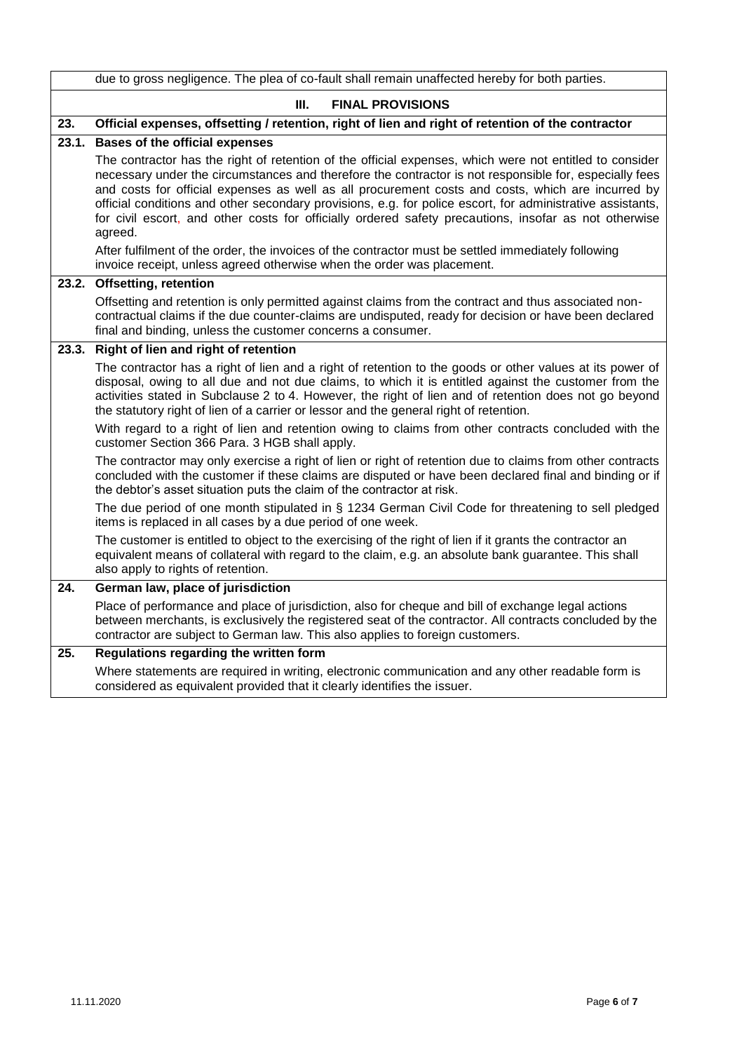due to gross negligence. The plea of co-fault shall remain unaffected hereby for both parties.

## III. FINAL PROVISIONS

### 23. Official expenses, offsetting / retention, right of lien and right of retention of the contractor

#### 23.1. Bases of the official expenses

The contractor has the right of retention of the official expenses, which were not entitled to consider necessary under the circumstances and therefore the contractor is not responsible for, especially fees and costs for official expenses as well as all procurement costs and costs, which are incurred by official conditions and other secondary provisions, e.g. for police escort, for administrative assistants, for civil escort, and other costs for officially ordered safety precautions, insofar as not otherwise agreed.

After fulfilment of the order, the invoices of the contractor must be settled immediately following invoice receipt, unless agreed otherwise when the order was placement.

#### 23.2. Offsetting, retention

Offsetting and retention is only permitted against claims from the contract and thus associated non-contractual claims if the due counter-claims are undisputed, ready for decision or have been declared final and binding, unless the customer concerns a consumer.

#### 23.3. Right of lien and right of retention

The contractor has a right of lien and a right of retention to the goods or other values at its power of disposal, owing to all due and not due claims, to which it is entitled against the customer from the activities stated in Subclause 2 to 4. However, the right of lien and of retention does not go beyond the statutory right of lien of a carrier or lessor and the general right of retention.

With regard to a right of lien and retention owing to claims from other contracts concluded with the customer Section 366 Para. 3 HGB shall apply.

The contractor may only exercise a right of lien or right of retention due to claims from other contracts concluded with the customer if these claims are disputed or have been declared final and binding or if the debtor's asset situation puts the claim of the contractor at risk.

The due period of one month stipulated in § 1234 German Civil Code for threatening to sell pledged items is replaced in all cases by a due period of one week.

The customer is entitled to object to the exercising of the right of lien if it grants the contractor an equivalent means of collateral with regard to the claim, e.g. an absolute bank guarantee. This shall also apply to rights of retention.

### 24. German law, place of jurisdiction

Place of performance and place of jurisdiction, also for cheque and bill of exchange legal actions between merchants, is exclusively the registered seat of the contractor. All contracts concluded by the contractor are subject to German law. This also applies to foreign customers.

### 25. Regulations regarding the written form

Where statements are required in writing, electronic communication and any other readable form is considered as equivalent provided that it clearly identifies the issuer.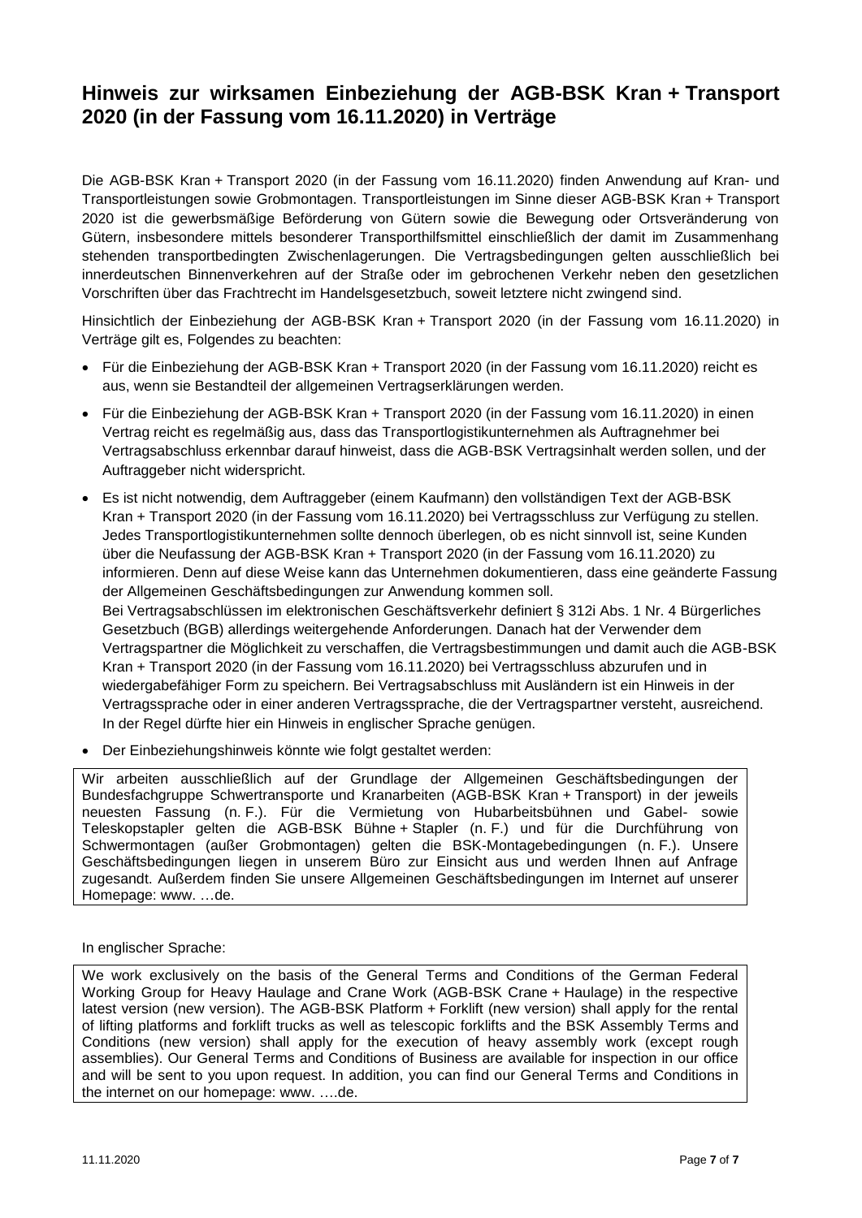## Hinweis zur wirksamen Einbeziehung der AGB-BSK Kran + Transport 2020 (in der Fassung vom 16.11.2020) in Verträge

Die AGB-BSK Kran + Transport 2020 (in der Fassung vom 16.11.2020) finden Anwendung auf Kran- und Transportleistungen sowie Grobmontagen. Transportleistungen im Sinne dieser AGB-BSK Kran + Transport 2020 ist die gewerbsmäßige Beförderung von Gütern sowie die Bewegung oder Ortsveränderung von Gütern, insbesondere mittels besonderer Transporthilfsmittel einschließlich der damit im Zusammenhang stehenden transportbedingten Zwischenlagerungen. Die Vertragsbedingungen gelten ausschließlich bei innerdeutschen Binnenverkehren auf der Straße oder im gebrochenen Verkehr neben den gesetzlichen Vorschriften über das Frachtrecht im Handelsgesetzbuch, soweit letztere nicht zwingend sind.

Hinsichtlich der Einbeziehung der AGB-BSK Kran + Transport 2020 (in der Fassung vom 16.11.2020) in Verträge gilt es, Folgendes zu beachten:

- Für die Einbeziehung der AGB-BSK Kran + Transport 2020 (in der Fassung vom 16.11.2020) reicht es aus, wenn sie Bestandteil der allgemeinen Vertragserklärungen werden.
- Für die Einbeziehung der AGB-BSK Kran + Transport 2020 (in der Fassung vom 16.11.2020) in einen Vertrag reicht es regelmäßig aus, dass das Transportlogistikunternehmen als Auftragnehmer bei Vertragsabschluss erkennbar darauf hinweist, dass die AGB-BSK Vertragsinhalt werden sollen, und der Auftraggeber nicht widerspricht.
- Es ist nicht notwendig, dem Auftraggeber (einem Kaufmann) den vollständigen Text der AGB-BSK Kran + Transport 2020 (in der Fassung vom 16.11.2020) bei Vertragsschluss zur Verfügung zu stellen. Jedes Transportlogistikunternehmen sollte dennoch überlegen, ob es nicht sinnvoll ist, seine Kunden über die Neufassung der AGB-BSK Kran + Transport 2020 (in der Fassung vom 16.11.2020) zu informieren. Denn auf diese Weise kann das Unternehmen dokumentieren, dass eine geänderte Fassung der Allgemeinen Geschäftsbedingungen zur Anwendung kommen soll.
  Bei Vertragsabschlüssen im elektronischen Geschäftsverkehr definiert § 312i Abs. 1 Nr. 4 Bürgerliches Gesetzbuch (BGB) allerdings weitergehende Anforderungen. Danach hat der Verwender dem Vertragspartner die Möglichkeit zu verschaffen, die Vertragsbestimmungen und damit auch die AGB-BSK Kran + Transport 2020 (in der Fassung vom 16.11.2020) bei Vertragsschluss abzurufen und in wiedergabefähiger Form zu speichern. Bei Vertragsabschluss mit Ausländern ist ein Hinweis in der Vertragssprache oder in einer anderen Vertragssprache, die der Vertragspartner versteht, ausreichend. In der Regel dürfte hier ein Hinweis in englischer Sprache genügen.
- Der Einbeziehungshinweis könnte wie folgt gestaltet werden:

> Wir arbeiten ausschließlich auf der Grundlage der Allgemeinen Geschäftsbedingungen der Bundesfachgruppe Schwertransporte und Kranarbeiten (AGB-BSK Kran + Transport) in der jeweils neuesten Fassung (n. F.). Für die Vermietung von Hubarbeitsbühnen und Gabel- sowie Teleskopstapler gelten die AGB-BSK Bühne + Stapler (n. F.) und für die Durchführung von Schwermontagen (außer Grobmontagen) gelten die BSK-Montagebedingungen (n. F.). Unsere Geschäftsbedingungen liegen in unserem Büro zur Einsicht aus und werden Ihnen auf Anfrage zugesandt. Außerdem finden Sie unsere Allgemeinen Geschäftsbedingungen im Internet auf unserer Homepage: www. …de.

In englischer Sprache:

> We work exclusively on the basis of the General Terms and Conditions of the German Federal Working Group for Heavy Haulage and Crane Work (AGB-BSK Crane + Haulage) in the respective latest version (new version). The AGB-BSK Platform + Forklift (new version) shall apply for the rental of lifting platforms and forklift trucks as well as telescopic forklifts and the BSK Assembly Terms and Conditions (new version) shall apply for the execution of heavy assembly work (except rough assemblies). Our General Terms and Conditions of Business are available for inspection in our office and will be sent to you upon request. In addition, you can find our General Terms and Conditions in the internet on our homepage: www. ….de.